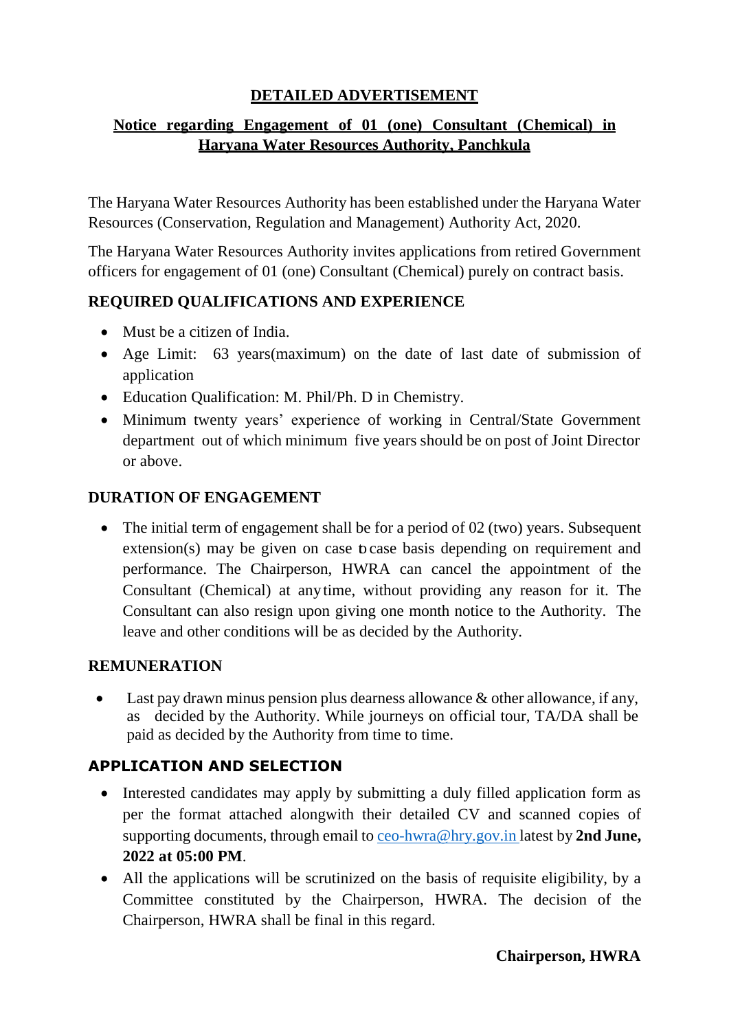# DETAILED ADVERTISEMENT

## Notice regarding Engagement of 01 (one) Consultant (Chemical) in Haryana Water Resources Authority, Panchkula

The Haryana Water Resources Authority has been established under the Haryana Water Resources (Conservation, Regulation and Management) Authority Act, 2020.

The Haryana Water Resources Authority invites applications from retired Government officers for engagement of 01 (one) Consultant (Chemical) purely on contract basis.

### REQUIRED QUALIFICATIONS AND EXPERIENCE

- Must be a citizen of India.
- Age Limit: 63 years(maximum) on the date of last date of submission of application
- Education Qualification: M. Phil/Ph. D in Chemistry.
- Minimum twenty years' experience of working in Central/State Government department out of which minimum five years should be on post of Joint Director or above.

### DURATION OF ENGAGEMENT

- The initial term of engagement shall be for a period of 02 (two) years. Subsequent extension(s) may be given on case to case basis depending on requirement and performance. The Chairperson, HWRA can cancel the appointment of the Consultant (Chemical) at any time, without providing any reason for it. The Consultant can also resign upon giving one month notice to the Authority. The leave and other conditions will be as decided by the Authority.

### REMUNERATION

- Last pay drawn minus pension plus dearness allowance & other allowance, if any, as decided by the Authority. While journeys on official tour, TA/DA shall be paid as decided by the Authority from time to time.

### APPLICATION AND SELECTION

- Interested candidates may apply by submitting a duly filled application form as per the format attached alongwith their detailed CV and scanned copies of supporting documents, through email to ceo-hwra@hry.gov.in latest by **2nd June, 2022 at 05:00 PM**.
- All the applications will be scrutinized on the basis of requisite eligibility, by a Committee constituted by the Chairperson, HWRA. The decision of the Chairperson, HWRA shall be final in this regard.

**Chairperson, HWRA**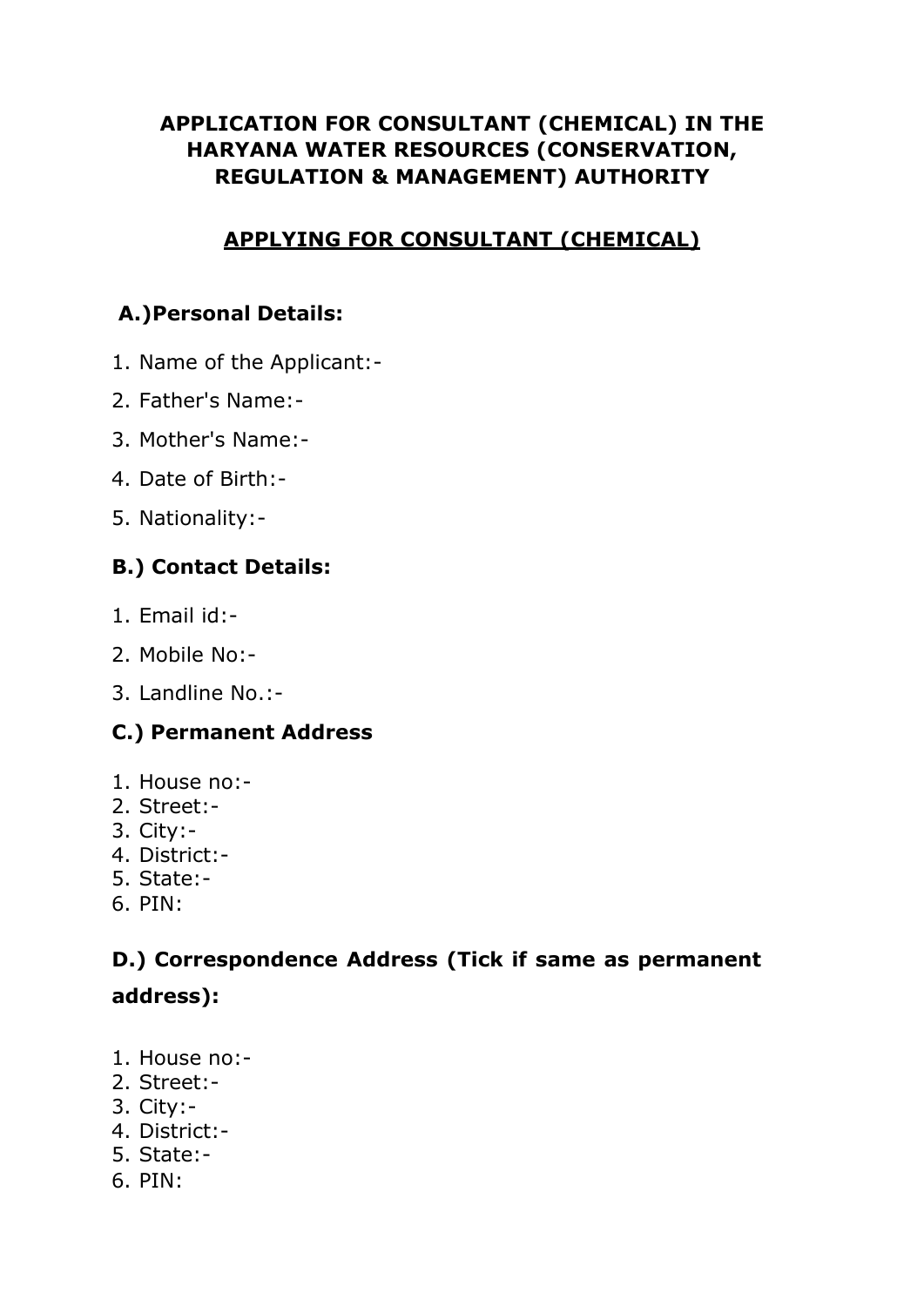# APPLICATION FOR CONSULTANT (CHEMICAL) IN THE HARYANA WATER RESOURCES (CONSERVATION, REGULATION & MANAGEMENT) AUTHORITY

## APPLYING FOR CONSULTANT (CHEMICAL)

### A.)Personal Details:

1. Name of the Applicant:-
2. Father's Name:-
3. Mother's Name:-
4. Date of Birth:-
5. Nationality:-

### B.) Contact Details:

1. Email id:-
2. Mobile No:-
3. Landline No.:-

### C.) Permanent Address

1. House no:-
2. Street:-
3. City:-
4. District:-
5. State:-
6. PIN:

### D.) Correspondence Address (Tick if same as permanent address):

1. House no:-
2. Street:-
3. City:-
4. District:-
5. State:-
6. PIN: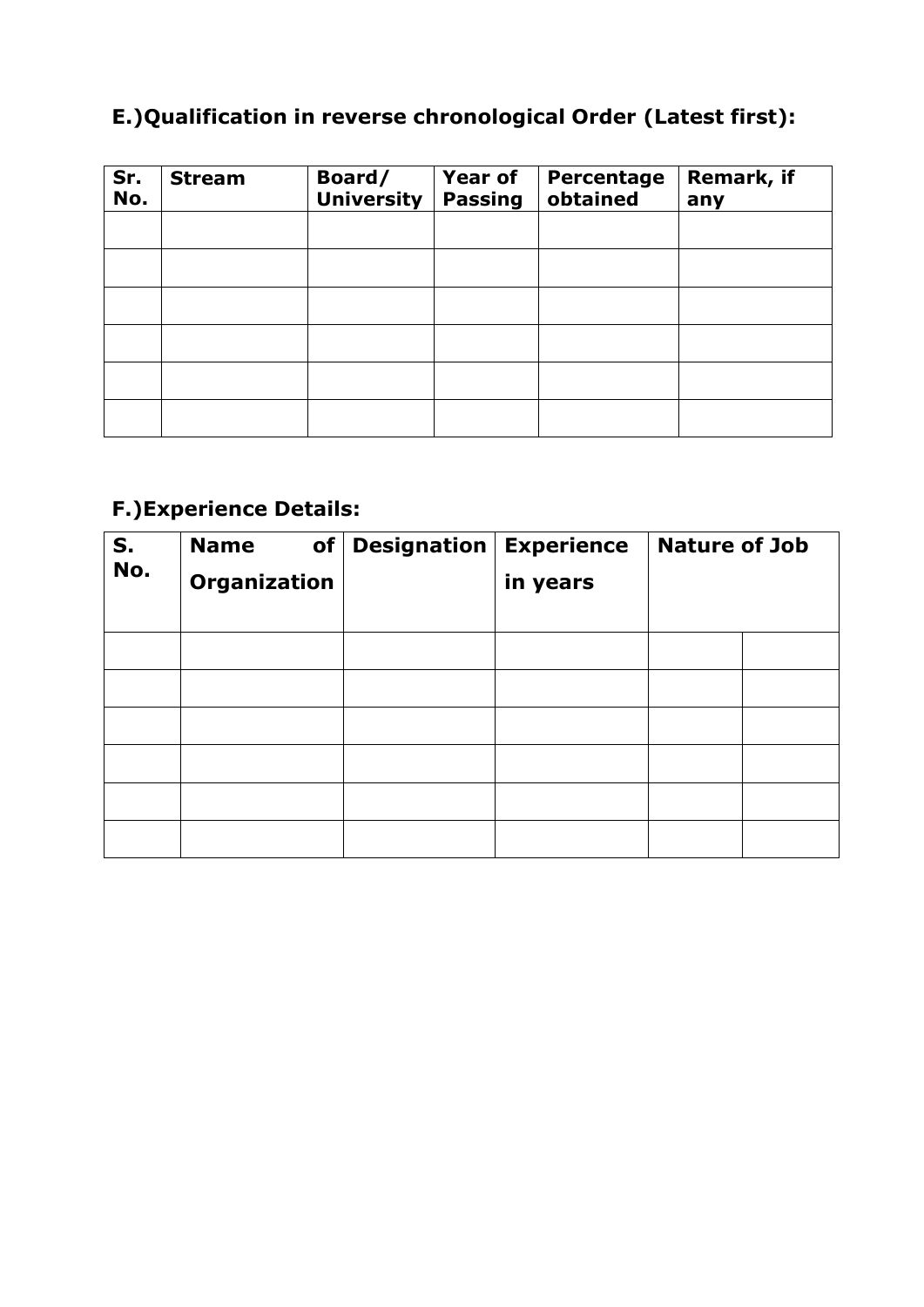## E.)Qualification in reverse chronological Order (Latest first):

| Sr. No. | Stream | Board/ University | Year of Passing | Percentage obtained | Remark, if any |
|---|---|---|---|---|---|
| | | | | | |
| | | | | | |
| | | | | | |
| | | | | | |
| | | | | | |
| | | | | | |

## F.)Experience Details:

| S. No. | Name of Organization | Designation | Experience in years | Nature of Job | |
|---|---|---|---|---|---|
| | | | | | |
| | | | | | |
| | | | | | |
| | | | | | |
| | | | | | |
| | | | | | |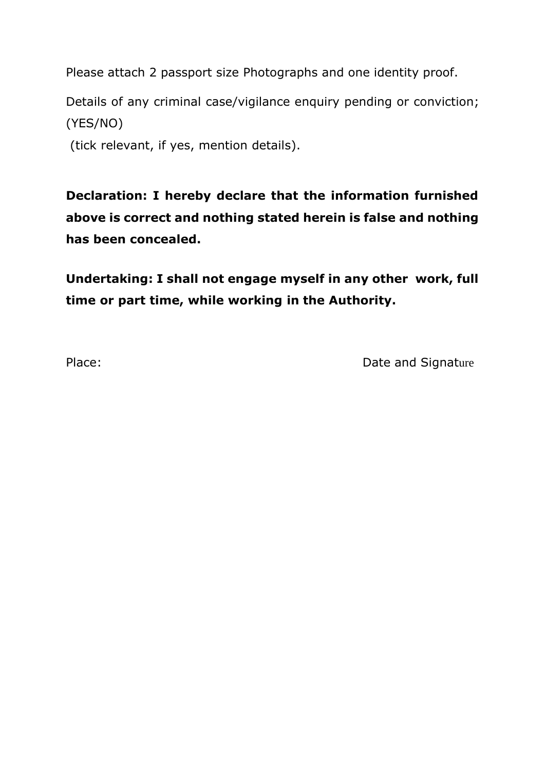Please attach 2 passport size Photographs and one identity proof.

Details of any criminal case/vigilance enquiry pending or conviction; (YES/NO)

(tick relevant, if yes, mention details).

**Declaration: I hereby declare that the information furnished above is correct and nothing stated herein is false and nothing has been concealed.**

**Undertaking: I shall not engage myself in any other work, full time or part time, while working in the Authority.**

Place: Date and Signature